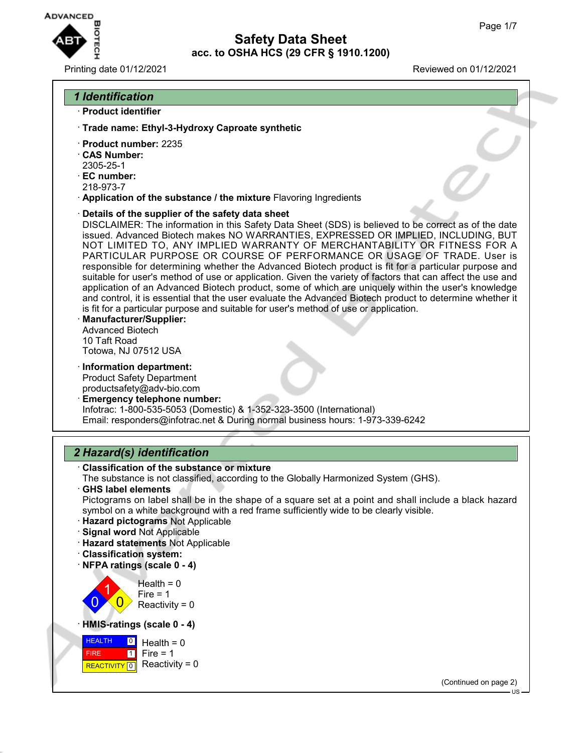# Safety Data Sheet
## acc. to OSHA HCS (29 CFR § 1910.1200)

Printing date 01/12/2021 Reviewed on 01/12/2021

## 1 Identification

· **Product identifier**

· **Trade name: Ethyl-3-Hydroxy Caproate synthetic**

· **Product number:** 2235
· **CAS Number:**
2305-25-1
· **EC number:**
218-973-7
· **Application of the substance / the mixture** Flavoring Ingredients

· **Details of the supplier of the safety data sheet**
DISCLAIMER: The information in this Safety Data Sheet (SDS) is believed to be correct as of the date issued. Advanced Biotech makes NO WARRANTIES, EXPRESSED OR IMPLIED, INCLUDING, BUT NOT LIMITED TO, ANY IMPLIED WARRANTY OF MERCHANTABILITY OR FITNESS FOR A PARTICULAR PURPOSE OR COURSE OF PERFORMANCE OR USAGE OF TRADE. User is responsible for determining whether the Advanced Biotech product is fit for a particular purpose and suitable for user's method of use or application. Given the variety of factors that can affect the use and application of an Advanced Biotech product, some of which are uniquely within the user's knowledge and control, it is essential that the user evaluate the Advanced Biotech product to determine whether it is fit for a particular purpose and suitable for user's method of use or application.
· **Manufacturer/Supplier:**
Advanced Biotech
10 Taft Road
Totowa, NJ 07512 USA

· **Information department:**
Product Safety Department
productsafety@adv-bio.com
· **Emergency telephone number:**
Infotrac: 1-800-535-5053 (Domestic) & 1-352-323-3500 (International)
Email: responders@infotrac.net & During normal business hours: 1-973-339-6242

## 2 Hazard(s) identification

· **Classification of the substance or mixture**
The substance is not classified, according to the Globally Harmonized System (GHS).
· **GHS label elements**
Pictograms on label shall be in the shape of a square set at a point and shall include a black hazard symbol on a white background with a red frame sufficiently wide to be clearly visible.
· **Hazard pictograms** Not Applicable
· **Signal word** Not Applicable
· **Hazard statements** Not Applicable
· **Classification system:**
· **NFPA ratings (scale 0 - 4)**

Health = 0
Fire = 1
Reactivity = 0

· **HMIS-ratings (scale 0 - 4)**

| | | |
|---|---|---|
| HEALTH | 0 | Health = 0 |
| FIRE | 1 | Fire = 1 |
| REACTIVITY | 0 | Reactivity = 0 |

(Continued on page 2)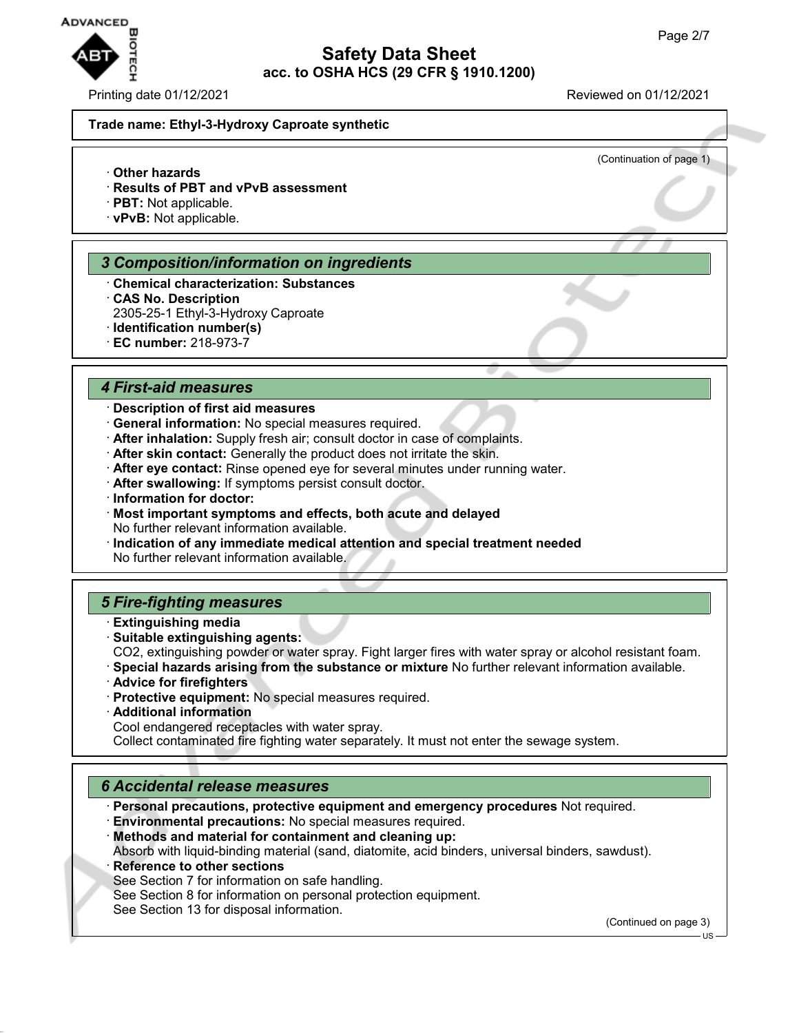**Trade name: Ethyl-3-Hydroxy Caproate synthetic**

(Continuation of page 1)

· **Other hazards**
· **Results of PBT and vPvB assessment**
· **PBT:** Not applicable.
· **vPvB:** Not applicable.

## 3 Composition/information on ingredients

· **Chemical characterization: Substances**
· **CAS No. Description**
2305-25-1 Ethyl-3-Hydroxy Caproate
· **Identification number(s)**
· **EC number:** 218-973-7

## 4 First-aid measures

· **Description of first aid measures**
· **General information:** No special measures required.
· **After inhalation:** Supply fresh air; consult doctor in case of complaints.
· **After skin contact:** Generally the product does not irritate the skin.
· **After eye contact:** Rinse opened eye for several minutes under running water.
· **After swallowing:** If symptoms persist consult doctor.
· **Information for doctor:**
· **Most important symptoms and effects, both acute and delayed**
No further relevant information available.
· **Indication of any immediate medical attention and special treatment needed**
No further relevant information available.

## 5 Fire-fighting measures

· **Extinguishing media**
· **Suitable extinguishing agents:**
$CO_2$, extinguishing powder or water spray. Fight larger fires with water spray or alcohol resistant foam.
· **Special hazards arising from the substance or mixture** No further relevant information available.
· **Advice for firefighters**
· **Protective equipment:** No special measures required.
· **Additional information**
Cool endangered receptacles with water spray.
Collect contaminated fire fighting water separately. It must not enter the sewage system.

## 6 Accidental release measures

· **Personal precautions, protective equipment and emergency procedures** Not required.
· **Environmental precautions:** No special measures required.
· **Methods and material for containment and cleaning up:**
Absorb with liquid-binding material (sand, diatomite, acid binders, universal binders, sawdust).
· **Reference to other sections**
See Section 7 for information on safe handling.
See Section 8 for information on personal protection equipment.
See Section 13 for disposal information.

(Continued on page 3)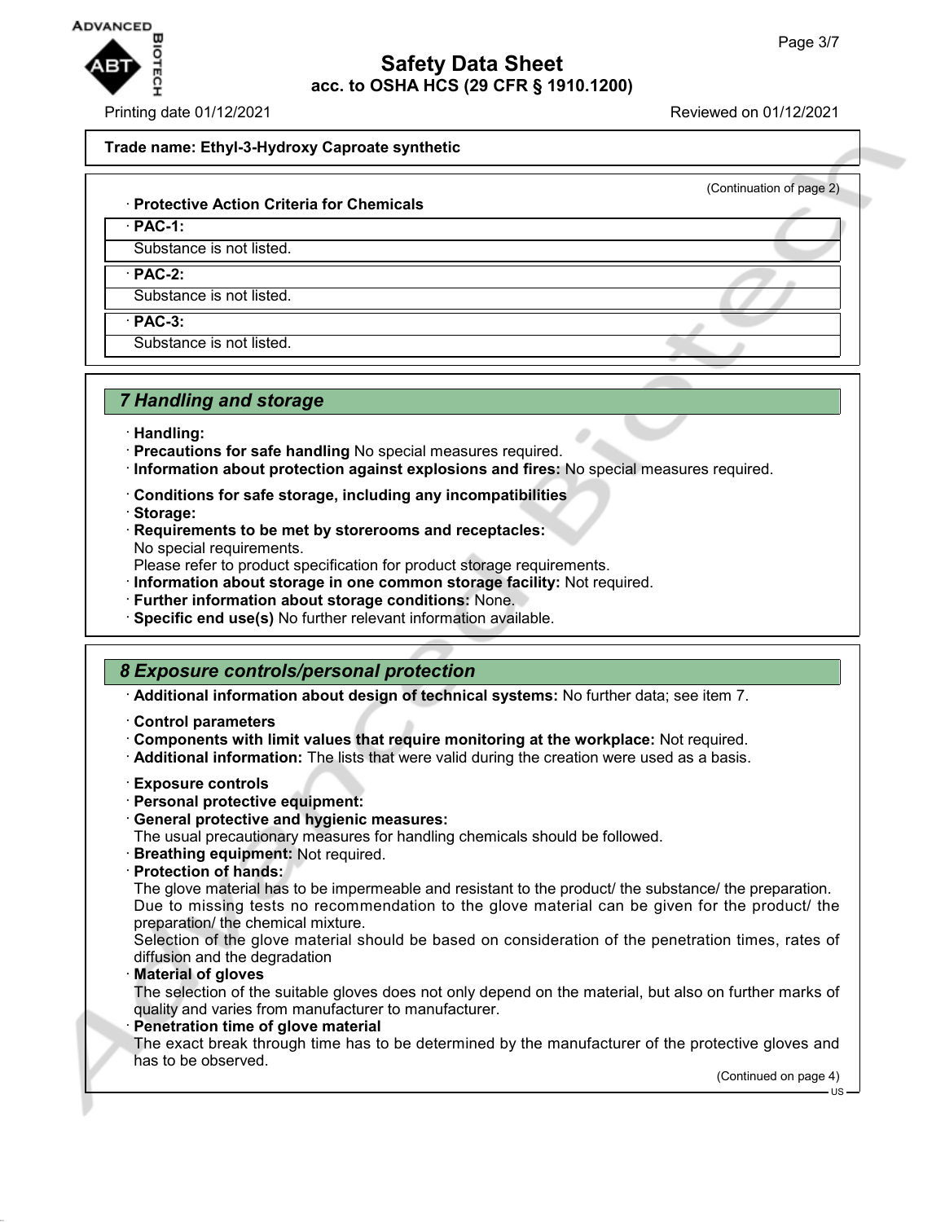**Trade name: Ethyl-3-Hydroxy Caproate synthetic**

(Continuation of page 2)

· **Protective Action Criteria for Chemicals**

· **PAC-1:**

Substance is not listed.

· **PAC-2:**

Substance is not listed.

· **PAC-3:**

Substance is not listed.

## 7 Handling and storage

· **Handling:**
· **Precautions for safe handling** No special measures required.
· **Information about protection against explosions and fires:** No special measures required.

· **Conditions for safe storage, including any incompatibilities**
· **Storage:**
· **Requirements to be met by storerooms and receptacles:**
No special requirements.
Please refer to product specification for product storage requirements.
· **Information about storage in one common storage facility:** Not required.
· **Further information about storage conditions:** None.
· **Specific end use(s)** No further relevant information available.

## 8 Exposure controls/personal protection

· **Additional information about design of technical systems:** No further data; see item 7.

· **Control parameters**
· **Components with limit values that require monitoring at the workplace:** Not required.
· **Additional information:** The lists that were valid during the creation were used as a basis.

· **Exposure controls**
· **Personal protective equipment:**
· **General protective and hygienic measures:**
The usual precautionary measures for handling chemicals should be followed.
· **Breathing equipment:** Not required.
· **Protection of hands:**
The glove material has to be impermeable and resistant to the product/ the substance/ the preparation.
Due to missing tests no recommendation to the glove material can be given for the product/ the preparation/ the chemical mixture.
Selection of the glove material should be based on consideration of the penetration times, rates of diffusion and the degradation
· **Material of gloves**
The selection of the suitable gloves does not only depend on the material, but also on further marks of quality and varies from manufacturer to manufacturer.
· **Penetration time of glove material**
The exact break through time has to be determined by the manufacturer of the protective gloves and has to be observed.

(Continued on page 4)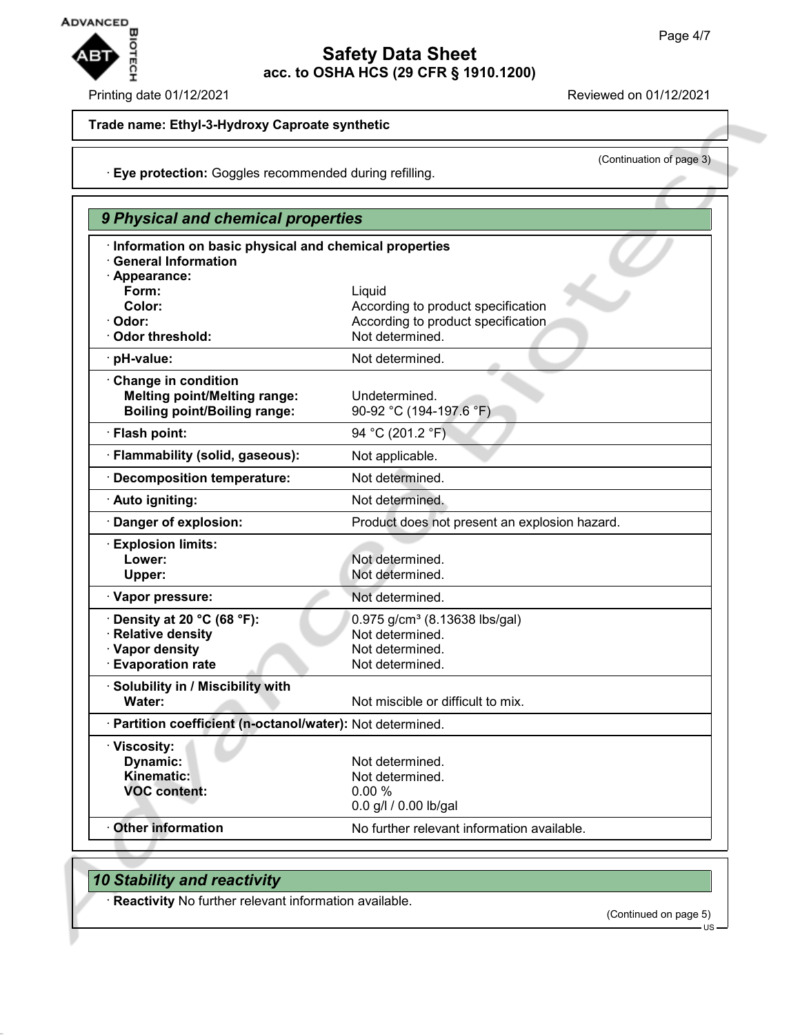Trade name: Ethyl-3-Hydroxy Caproate synthetic

(Continuation of page 3)

· **Eye protection:** Goggles recommended during refilling.

## 9 Physical and chemical properties

| | |
|---|---|
| · **Information on basic physical and chemical properties** | |
| · **General Information** | |
| · **Appearance:** | |
| **Form:** | Liquid |
| **Color:** | According to product specification |
| · **Odor:** | According to product specification |
| · **Odor threshold:** | Not determined. |
| · **pH-value:** | Not determined. |
| · **Change in condition** | |
| **Melting point/Melting range:** | Undetermined. |
| **Boiling point/Boiling range:** | 90-92 °C (194-197.6 °F) |
| · **Flash point:** | 94 °C (201.2 °F) |
| · **Flammability (solid, gaseous):** | Not applicable. |
| · **Decomposition temperature:** | Not determined. |
| · **Auto igniting:** | Not determined. |
| · **Danger of explosion:** | Product does not present an explosion hazard. |
| · **Explosion limits:** | |
| **Lower:** | Not determined. |
| **Upper:** | Not determined. |
| · **Vapor pressure:** | Not determined. |
| · **Density at 20 °C (68 °F):** | 0.975 g/cm³ (8.13638 lbs/gal) |
| · **Relative density** | Not determined. |
| · **Vapor density** | Not determined. |
| · **Evaporation rate** | Not determined. |
| · **Solubility in / Miscibility with** | |
| **Water:** | Not miscible or difficult to mix. |
| · **Partition coefficient (n-octanol/water):** | Not determined. |
| · **Viscosity:** | |
| **Dynamic:** | Not determined. |
| **Kinematic:** | Not determined. |
| **VOC content:** | 0.00 % |
| | 0.0 g/l / 0.00 lb/gal |
| · **Other information** | No further relevant information available. |

## 10 Stability and reactivity

· **Reactivity** No further relevant information available.

(Continued on page 5)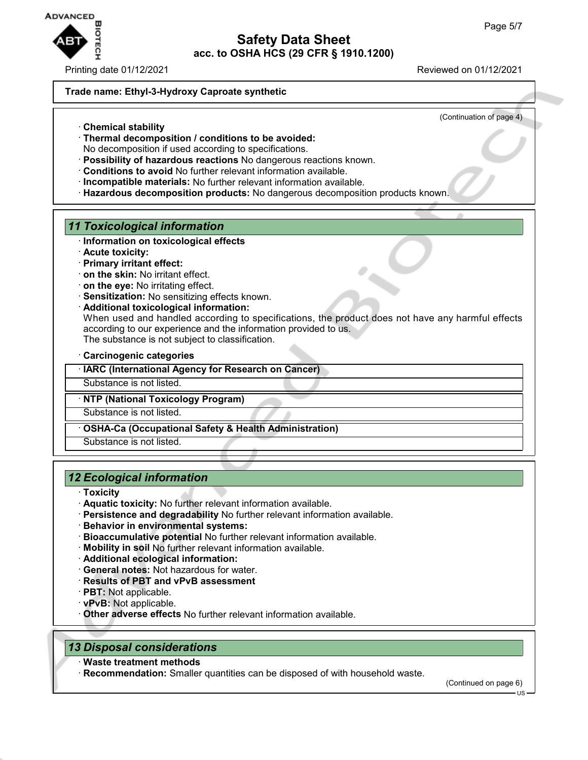**Trade name: Ethyl-3-Hydroxy Caproate synthetic**

(Continuation of page 4)

· **Chemical stability**
· **Thermal decomposition / conditions to be avoided:**
No decomposition if used according to specifications.
· **Possibility of hazardous reactions** No dangerous reactions known.
· **Conditions to avoid** No further relevant information available.
· **Incompatible materials:** No further relevant information available.
· **Hazardous decomposition products:** No dangerous decomposition products known.

## *11 Toxicological information*

· **Information on toxicological effects**
· **Acute toxicity:**
· **Primary irritant effect:**
· **on the skin:** No irritant effect.
· **on the eye:** No irritating effect.
· **Sensitization:** No sensitizing effects known.
· **Additional toxicological information:**
When used and handled according to specifications, the product does not have any harmful effects according to our experience and the information provided to us.
The substance is not subject to classification.

· **Carcinogenic categories**

| · **IARC (International Agency for Research on Cancer)** |
| --- |
| Substance is not listed. |

| · **NTP (National Toxicology Program)** |
| --- |
| Substance is not listed. |

| · **OSHA-Ca (Occupational Safety & Health Administration)** |
| --- |
| Substance is not listed. |

## *12 Ecological information*

· **Toxicity**
· **Aquatic toxicity:** No further relevant information available.
· **Persistence and degradability** No further relevant information available.
· **Behavior in environmental systems:**
· **Bioaccumulative potential** No further relevant information available.
· **Mobility in soil** No further relevant information available.
· **Additional ecological information:**
· **General notes:** Not hazardous for water.
· **Results of PBT and vPvB assessment**
· **PBT:** Not applicable.
· **vPvB:** Not applicable.
· **Other adverse effects** No further relevant information available.

## *13 Disposal considerations*

· **Waste treatment methods**
· **Recommendation:** Smaller quantities can be disposed of with household waste.

(Continued on page 6)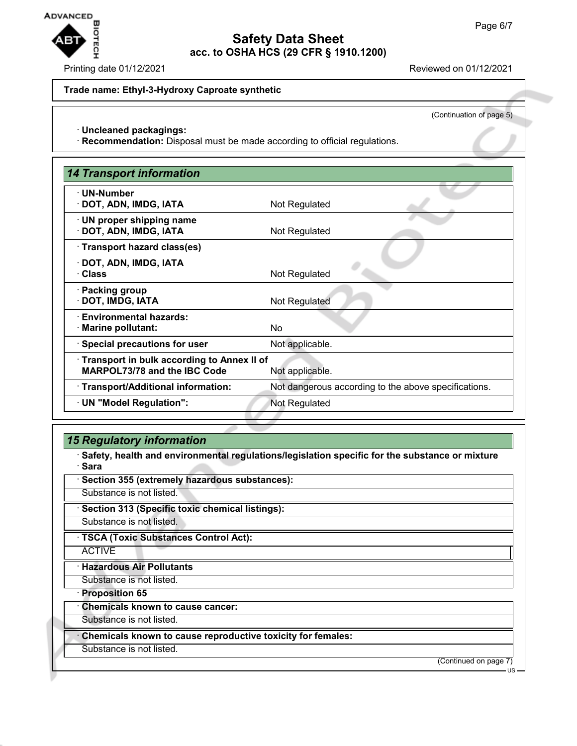**Trade name: Ethyl-3-Hydroxy Caproate synthetic**

(Continuation of page 5)

· **Uncleaned packagings:**
· **Recommendation:** Disposal must be made according to official regulations.

## 14 Transport information

| | |
|---|---|
| · **UN-Number**<br>· **DOT, ADN, IMDG, IATA** | Not Regulated |
| · **UN proper shipping name**<br>· **DOT, ADN, IMDG, IATA** | Not Regulated |
| · **Transport hazard class(es)**<br>· **DOT, ADN, IMDG, IATA**<br>· **Class** | Not Regulated |
| · **Packing group**<br>· **DOT, IMDG, IATA** | Not Regulated |
| · **Environmental hazards:**<br>· **Marine pollutant:** | No |
| · **Special precautions for user** | Not applicable. |
| · **Transport in bulk according to Annex II of MARPOL73/78 and the IBC Code** | Not applicable. |
| · **Transport/Additional information:** | Not dangerous according to the above specifications. |
| · **UN "Model Regulation":** | Not Regulated |

## 15 Regulatory information

· **Safety, health and environmental regulations/legislation specific for the substance or mixture**
· **Sara**

· **Section 355 (extremely hazardous substances):**
Substance is not listed.

· **Section 313 (Specific toxic chemical listings):**
Substance is not listed.

· **TSCA (Toxic Substances Control Act):**
ACTIVE

· **Hazardous Air Pollutants**
Substance is not listed.

· **Proposition 65**

· **Chemicals known to cause cancer:**
Substance is not listed.

· **Chemicals known to cause reproductive toxicity for females:**
Substance is not listed.

(Continued on page 7)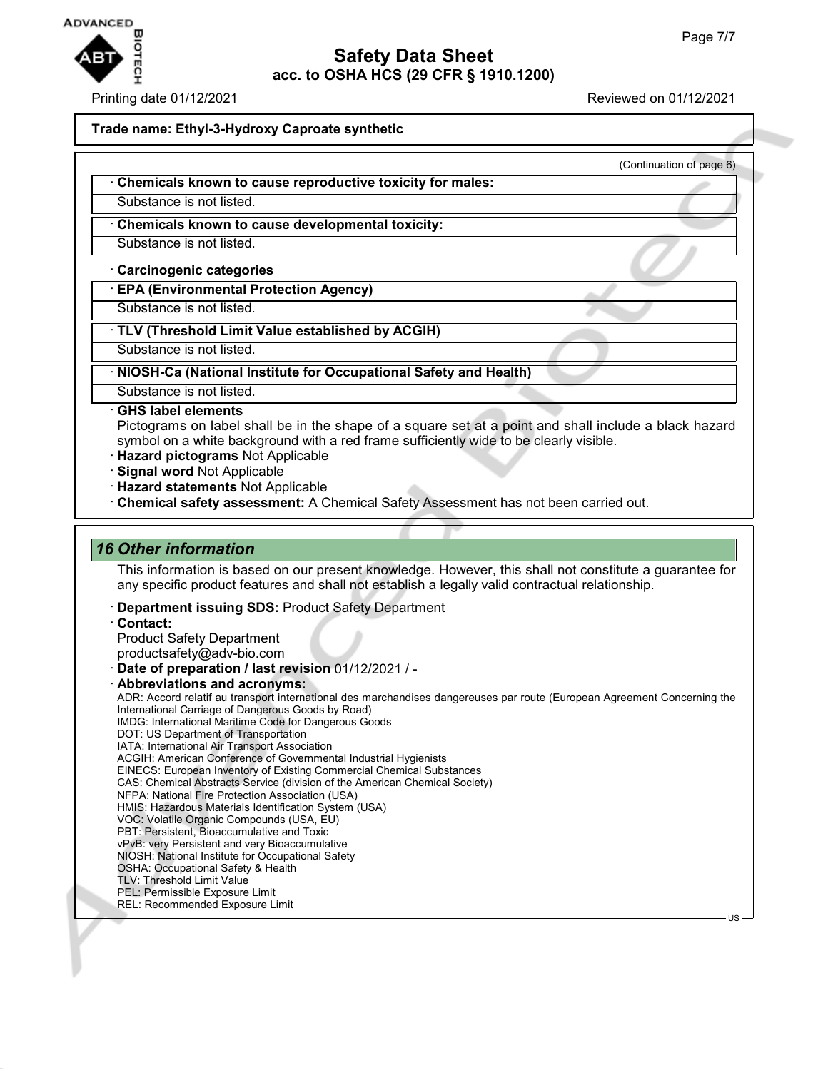**Trade name: Ethyl-3-Hydroxy Caproate synthetic**

(Continuation of page 6)

· **Chemicals known to cause reproductive toxicity for males:**

Substance is not listed.

· **Chemicals known to cause developmental toxicity:**

Substance is not listed.

· **Carcinogenic categories**

· **EPA (Environmental Protection Agency)**

Substance is not listed.

· **TLV (Threshold Limit Value established by ACGIH)**

Substance is not listed.

· **NIOSH-Ca (National Institute for Occupational Safety and Health)**

Substance is not listed.

· **GHS label elements**

Pictograms on label shall be in the shape of a square set at a point and shall include a black hazard symbol on a white background with a red frame sufficiently wide to be clearly visible.

· **Hazard pictograms** Not Applicable

· **Signal word** Not Applicable

· **Hazard statements** Not Applicable

· **Chemical safety assessment:** A Chemical Safety Assessment has not been carried out.

## *16 Other information*

This information is based on our present knowledge. However, this shall not constitute a guarantee for any specific product features and shall not establish a legally valid contractual relationship.

· **Department issuing SDS:** Product Safety Department

· **Contact:**
Product Safety Department
productsafety@adv-bio.com

· **Date of preparation / last revision** 01/12/2021 / -

· **Abbreviations and acronyms:**
ADR: Accord relatif au transport international des marchandises dangereuses par route (European Agreement Concerning the International Carriage of Dangerous Goods by Road)
IMDG: International Maritime Code for Dangerous Goods
DOT: US Department of Transportation
IATA: International Air Transport Association
ACGIH: American Conference of Governmental Industrial Hygienists
EINECS: European Inventory of Existing Commercial Chemical Substances
CAS: Chemical Abstracts Service (division of the American Chemical Society)
NFPA: National Fire Protection Association (USA)
HMIS: Hazardous Materials Identification System (USA)
VOC: Volatile Organic Compounds (USA, EU)
PBT: Persistent, Bioaccumulative and Toxic
vPvB: very Persistent and very Bioaccumulative
NIOSH: National Institute for Occupational Safety
OSHA: Occupational Safety & Health
TLV: Threshold Limit Value
PEL: Permissible Exposure Limit
REL: Recommended Exposure Limit

US